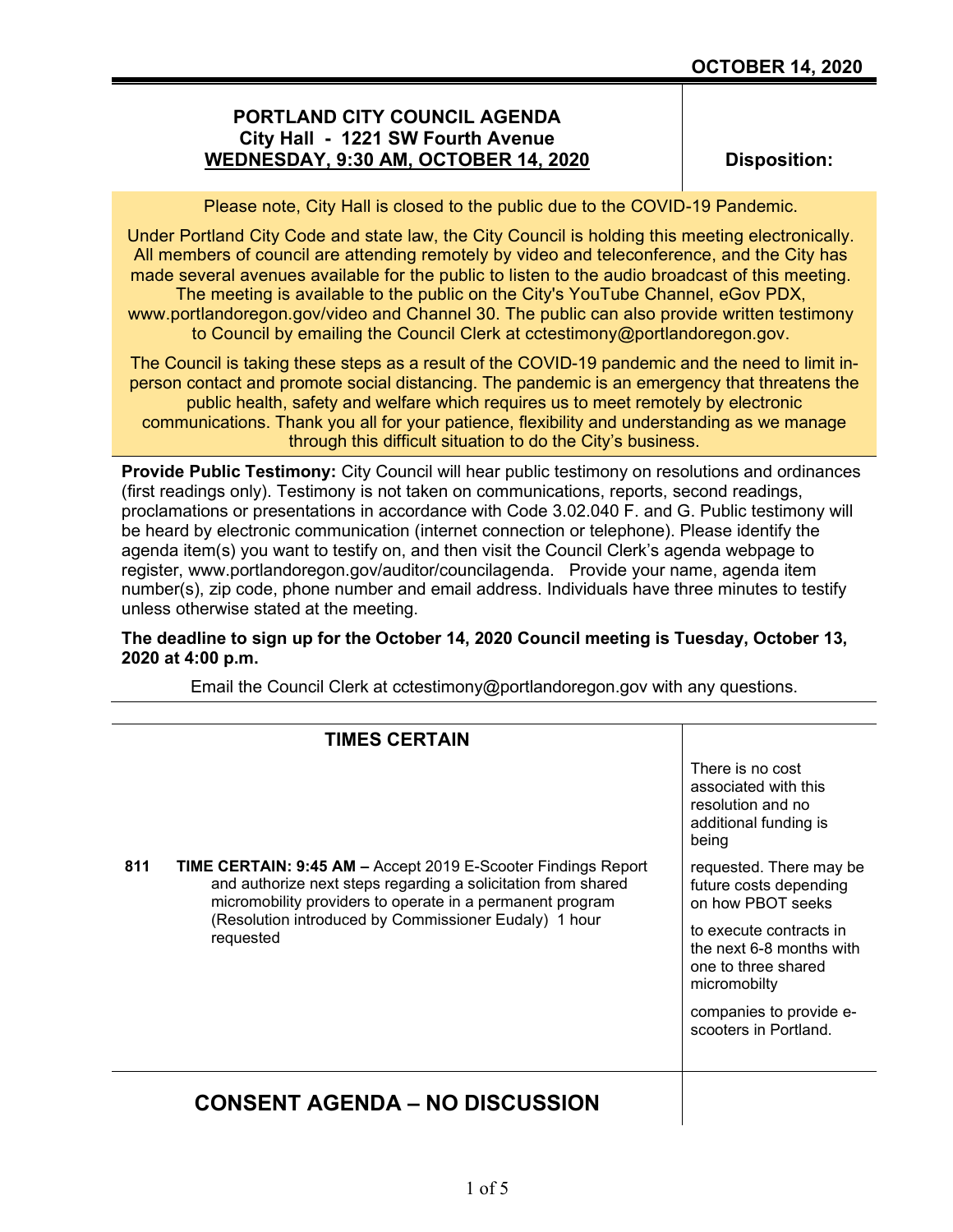**OCTOBER 14, 2020**

# PORTLAND CITY COUNCIL AGENDA
**City Hall - 1221 SW Fourth Avenue**
**WEDNESDAY, 9:30 AM, OCTOBER 14, 2020**

**Disposition:**

Please note, City Hall is closed to the public due to the COVID-19 Pandemic.

Under Portland City Code and state law, the City Council is holding this meeting electronically. All members of council are attending remotely by video and teleconference, and the City has made several avenues available for the public to listen to the audio broadcast of this meeting. The meeting is available to the public on the City's YouTube Channel, eGov PDX, www.portlandoregon.gov/video and Channel 30. The public can also provide written testimony to Council by emailing the Council Clerk at cctestimony@portlandoregon.gov.

The Council is taking these steps as a result of the COVID-19 pandemic and the need to limit in-person contact and promote social distancing. The pandemic is an emergency that threatens the public health, safety and welfare which requires us to meet remotely by electronic communications. Thank you all for your patience, flexibility and understanding as we manage through this difficult situation to do the City's business.

**Provide Public Testimony:** City Council will hear public testimony on resolutions and ordinances (first readings only). Testimony is not taken on communications, reports, second readings, proclamations or presentations in accordance with Code 3.02.040 F. and G. Public testimony will be heard by electronic communication (internet connection or telephone). Please identify the agenda item(s) you want to testify on, and then visit the Council Clerk's agenda webpage to register, www.portlandoregon.gov/auditor/councilagenda. Provide your name, agenda item number(s), zip code, phone number and email address. Individuals have three minutes to testify unless otherwise stated at the meeting.

**The deadline to sign up for the October 14, 2020 Council meeting is Tuesday, October 13, 2020 at 4:00 p.m.**

Email the Council Clerk at cctestimony@portlandoregon.gov with any questions.

## TIMES CERTAIN

| | Item | Disposition |
|---|---|---|
| **811** | **TIME CERTAIN: 9:45 AM –** Accept 2019 E-Scooter Findings Report and authorize next steps regarding a solicitation from shared micromobility providers to operate in a permanent program (Resolution introduced by Commissioner Eudaly) 1 hour requested | There is no cost associated with this resolution and no additional funding is being requested. There may be future costs depending on how PBOT seeks to execute contracts in the next 6-8 months with one to three shared micromobilty companies to provide e-scooters in Portland. |

## CONSENT AGENDA – NO DISCUSSION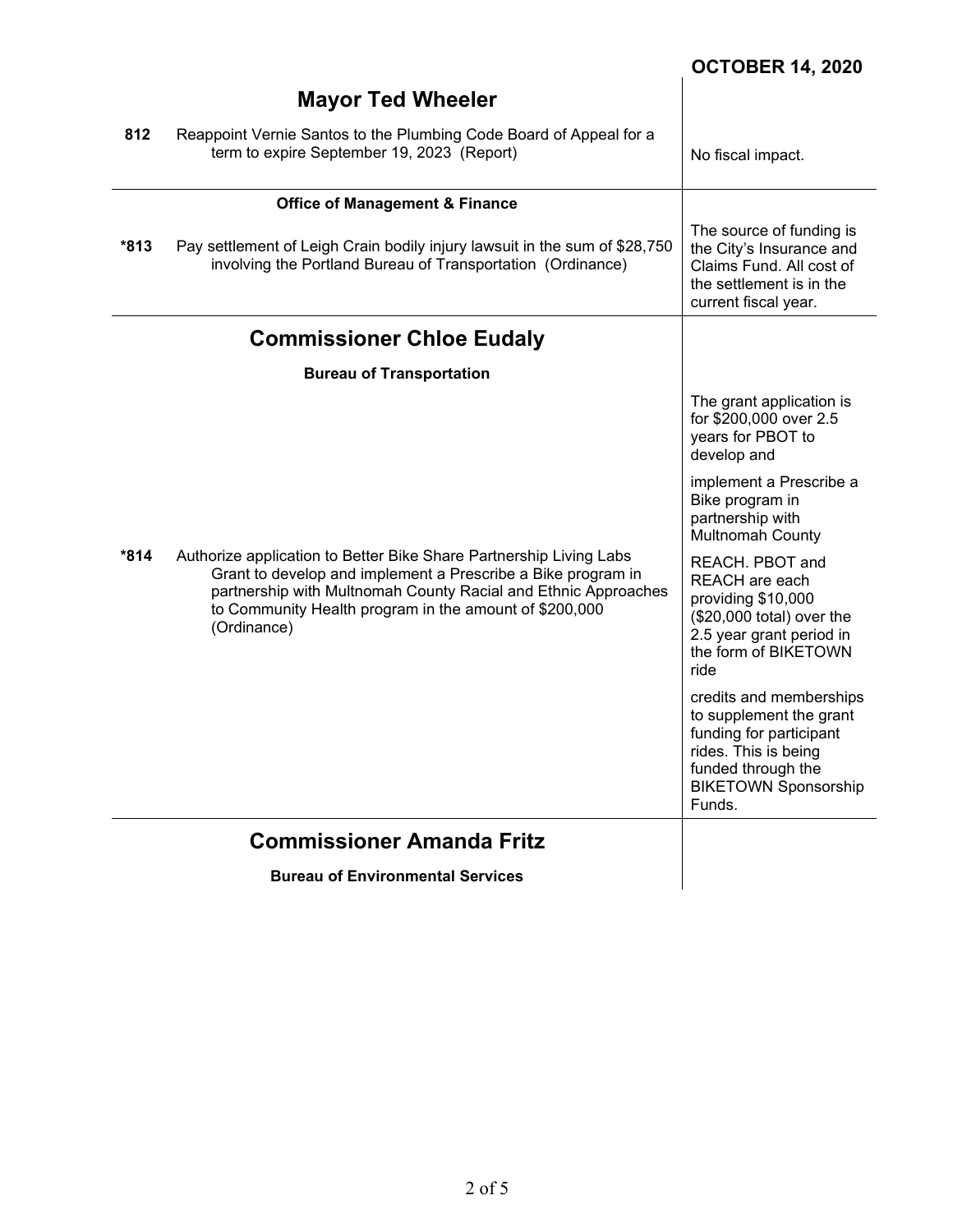**OCTOBER 14, 2020**

## Mayor Ted Wheeler

| Item | Description | Fiscal Impact |
|---|---|---|
| 812 | Reappoint Vernie Santos to the Plumbing Code Board of Appeal for a term to expire September 19, 2023 (Report) | No fiscal impact. |

**Office of Management & Finance**

| Item | Description | Fiscal Impact |
|---|---|---|
| *813 | Pay settlement of Leigh Crain bodily injury lawsuit in the sum of $28,750 involving the Portland Bureau of Transportation (Ordinance) | The source of funding is the City's Insurance and Claims Fund. All cost of the settlement is in the current fiscal year. |

## Commissioner Chloe Eudaly

**Bureau of Transportation**

| Item | Description | Fiscal Impact |
|---|---|---|
| *814 | Authorize application to Better Bike Share Partnership Living Labs Grant to develop and implement a Prescribe a Bike program in partnership with Multnomah County Racial and Ethnic Approaches to Community Health program in the amount of $200,000 (Ordinance) | The grant application is for $200,000 over 2.5 years for PBOT to develop and implement a Prescribe a Bike program in partnership with Multnomah County REACH. PBOT and REACH are each providing $10,000 ($20,000 total) over the 2.5 year grant period in the form of BIKETOWN ride credits and memberships to supplement the grant funding for participant rides. This is being funded through the BIKETOWN Sponsorship Funds. |

## Commissioner Amanda Fritz

**Bureau of Environmental Services**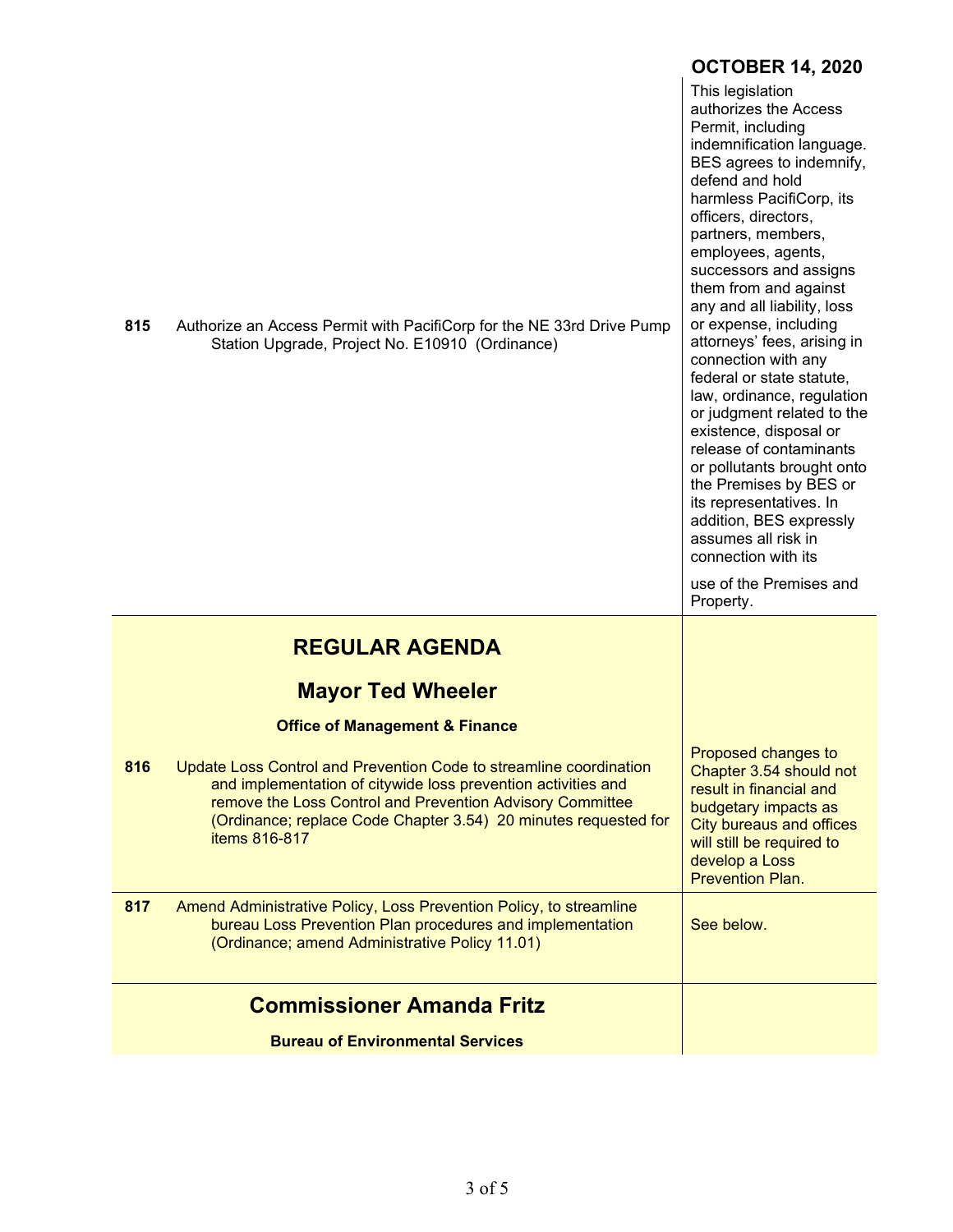**OCTOBER 14, 2020**

| | | |
|---|---|---|
| **815** | Authorize an Access Permit with PacifiCorp for the NE 33rd Drive Pump Station Upgrade, Project No. E10910 (Ordinance) | This legislation authorizes the Access Permit, including indemnification language. BES agrees to indemnify, defend and hold harmless PacifiCorp, its officers, directors, partners, members, employees, agents, successors and assigns them from and against any and all liability, loss or expense, including attorneys' fees, arising in connection with any federal or state statute, law, ordinance, regulation or judgment related to the existence, disposal or release of contaminants or pollutants brought onto the Premises by BES or its representatives. In addition, BES expressly assumes all risk in connection with its use of the Premises and Property. |

## REGULAR AGENDA

## Mayor Ted Wheeler

**Office of Management & Finance**

| | | |
|---|---|---|
| **816** | Update Loss Control and Prevention Code to streamline coordination and implementation of citywide loss prevention activities and remove the Loss Control and Prevention Advisory Committee (Ordinance; replace Code Chapter 3.54) 20 minutes requested for items 816-817 | Proposed changes to Chapter 3.54 should not result in financial and budgetary impacts as City bureaus and offices will still be required to develop a Loss Prevention Plan. |
| **817** | Amend Administrative Policy, Loss Prevention Policy, to streamline bureau Loss Prevention Plan procedures and implementation (Ordinance; amend Administrative Policy 11.01) | See below. |

## Commissioner Amanda Fritz

**Bureau of Environmental Services**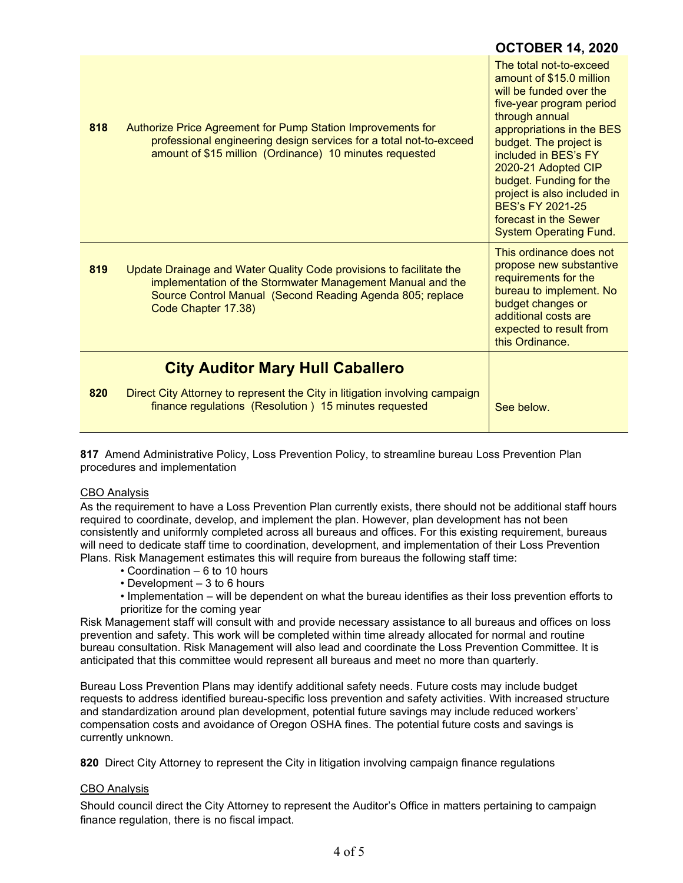**OCTOBER 14, 2020**

| | | |
|---|---|---|
| **818** | Authorize Price Agreement for Pump Station Improvements for professional engineering design services for a total not-to-exceed amount of $15 million (Ordinance) 10 minutes requested | The total not-to-exceed amount of $15.0 million will be funded over the five-year program period through annual appropriations in the BES budget. The project is included in BES's FY 2020-21 Adopted CIP budget. Funding for the project is also included in BES's FY 2021-25 forecast in the Sewer System Operating Fund. |
| **819** | Update Drainage and Water Quality Code provisions to facilitate the implementation of the Stormwater Management Manual and the Source Control Manual (Second Reading Agenda 805; replace Code Chapter 17.38) | This ordinance does not propose new substantive requirements for the bureau to implement. No budget changes or additional costs are expected to result from this Ordinance. |
| | **City Auditor Mary Hull Caballero** | |
| **820** | Direct City Attorney to represent the City in litigation involving campaign finance regulations (Resolution ) 15 minutes requested | See below. |

**817** Amend Administrative Policy, Loss Prevention Policy, to streamline bureau Loss Prevention Plan procedures and implementation

CBO Analysis

As the requirement to have a Loss Prevention Plan currently exists, there should not be additional staff hours required to coordinate, develop, and implement the plan. However, plan development has not been consistently and uniformly completed across all bureaus and offices. For this existing requirement, bureaus will need to dedicate staff time to coordination, development, and implementation of their Loss Prevention Plans. Risk Management estimates this will require from bureaus the following staff time:

- Coordination – 6 to 10 hours
- Development – 3 to 6 hours
- Implementation – will be dependent on what the bureau identifies as their loss prevention efforts to prioritize for the coming year

Risk Management staff will consult with and provide necessary assistance to all bureaus and offices on loss prevention and safety. This work will be completed within time already allocated for normal and routine bureau consultation. Risk Management will also lead and coordinate the Loss Prevention Committee. It is anticipated that this committee would represent all bureaus and meet no more than quarterly.

Bureau Loss Prevention Plans may identify additional safety needs. Future costs may include budget requests to address identified bureau-specific loss prevention and safety activities. With increased structure and standardization around plan development, potential future savings may include reduced workers' compensation costs and avoidance of Oregon OSHA fines. The potential future costs and savings is currently unknown.

**820** Direct City Attorney to represent the City in litigation involving campaign finance regulations

CBO Analysis

Should council direct the City Attorney to represent the Auditor's Office in matters pertaining to campaign finance regulation, there is no fiscal impact.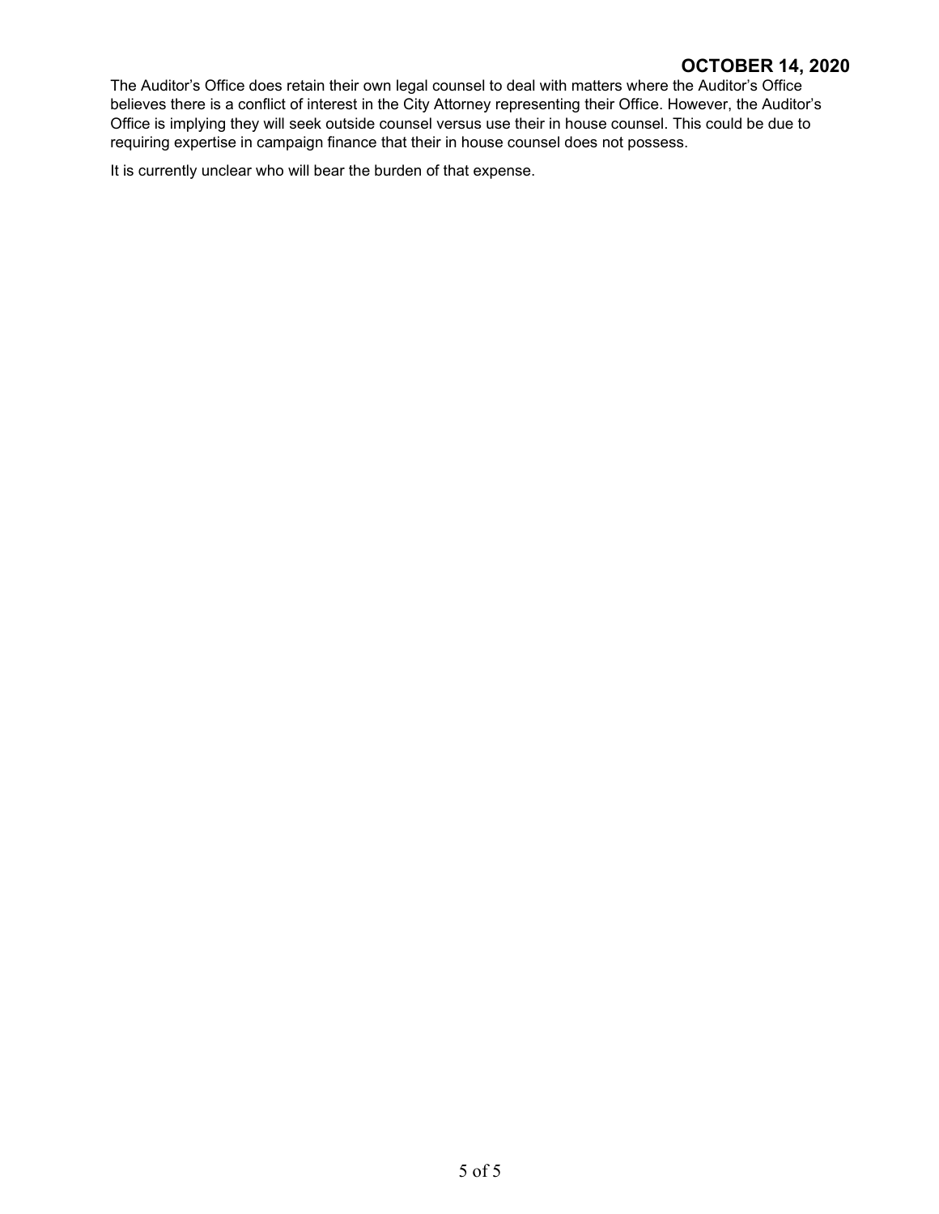The Auditor's Office does retain their own legal counsel to deal with matters where the Auditor's Office believes there is a conflict of interest in the City Attorney representing their Office. However, the Auditor's Office is implying they will seek outside counsel versus use their in house counsel. This could be due to requiring expertise in campaign finance that their in house counsel does not possess.

It is currently unclear who will bear the burden of that expense.